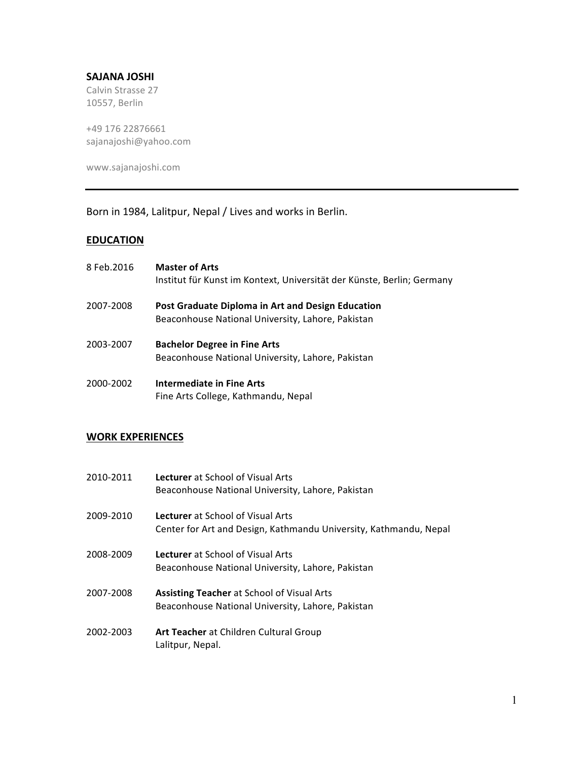# SAJANA JOSHI

Calvin Strasse 27
10557, Berlin

+49 176 22876661
sajanajoshi@yahoo.com

www.sajanajoshi.com

---

Born in 1984, Lalitpur, Nepal / Lives and works in Berlin.

## EDUCATION

8 Feb.2016 **Master of Arts**
Institut für Kunst im Kontext, Universität der Künste, Berlin; Germany

2007-2008 **Post Graduate Diploma in Art and Design Education**
Beaconhouse National University, Lahore, Pakistan

2003-2007 **Bachelor Degree in Fine Arts**
Beaconhouse National University, Lahore, Pakistan

2000-2002 **Intermediate in Fine Arts**
Fine Arts College, Kathmandu, Nepal

## WORK EXPERIENCES

2010-2011 **Lecturer** at School of Visual Arts
Beaconhouse National University, Lahore, Pakistan

2009-2010 **Lecturer** at School of Visual Arts
Center for Art and Design, Kathmandu University, Kathmandu, Nepal

2008-2009 **Lecturer** at School of Visual Arts
Beaconhouse National University, Lahore, Pakistan

2007-2008 **Assisting Teacher** at School of Visual Arts
Beaconhouse National University, Lahore, Pakistan

2002-2003 **Art Teacher** at Children Cultural Group
Lalitpur, Nepal.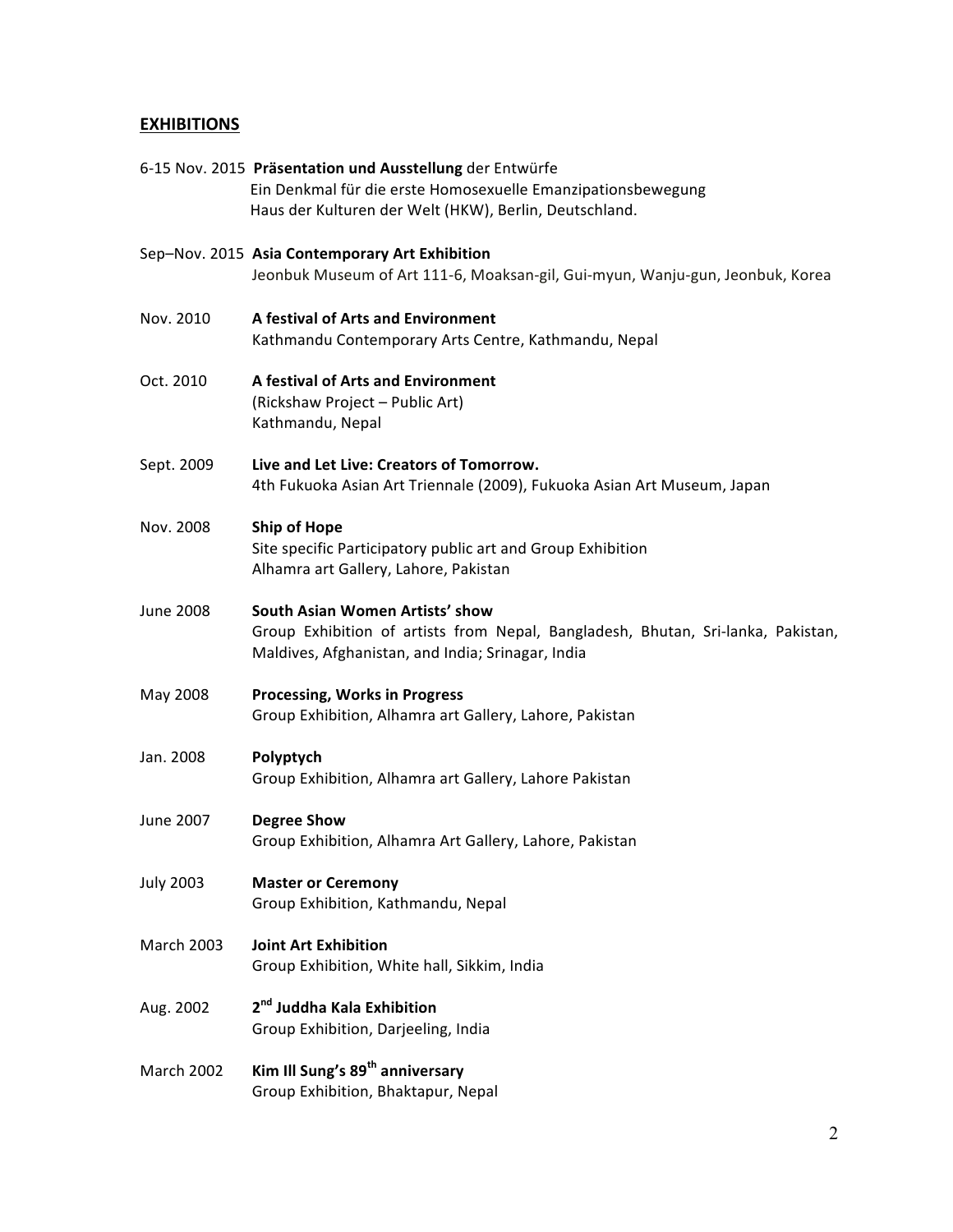## EXHIBITIONS

6-15 Nov. 2015 **Präsentation und Ausstellung** der Entwürfe
Ein Denkmal für die erste Homosexuelle Emanzipationsbewegung
Haus der Kulturen der Welt (HKW), Berlin, Deutschland.

Sep–Nov. 2015 **Asia Contemporary Art Exhibition**
Jeonbuk Museum of Art 111-6, Moaksan-gil, Gui-myun, Wanju-gun, Jeonbuk, Korea

Nov. 2010 **A festival of Arts and Environment**
Kathmandu Contemporary Arts Centre, Kathmandu, Nepal

Oct. 2010 **A festival of Arts and Environment**
(Rickshaw Project – Public Art)
Kathmandu, Nepal

Sept. 2009 **Live and Let Live: Creators of Tomorrow.**
4th Fukuoka Asian Art Triennale (2009), Fukuoka Asian Art Museum, Japan

Nov. 2008 **Ship of Hope**
Site specific Participatory public art and Group Exhibition
Alhamra art Gallery, Lahore, Pakistan

June 2008 **South Asian Women Artists' show**
Group Exhibition of artists from Nepal, Bangladesh, Bhutan, Sri-lanka, Pakistan, Maldives, Afghanistan, and India; Srinagar, India

May 2008 **Processing, Works in Progress**
Group Exhibition, Alhamra art Gallery, Lahore, Pakistan

Jan. 2008 **Polyptych**
Group Exhibition, Alhamra art Gallery, Lahore Pakistan

June 2007 **Degree Show**
Group Exhibition, Alhamra Art Gallery, Lahore, Pakistan

July 2003 **Master or Ceremony**
Group Exhibition, Kathmandu, Nepal

March 2003 **Joint Art Exhibition**
Group Exhibition, White hall, Sikkim, India

Aug. 2002 **2nd Juddha Kala Exhibition**
Group Exhibition, Darjeeling, India

March 2002 **Kim Ill Sung's 89th anniversary**
Group Exhibition, Bhaktapur, Nepal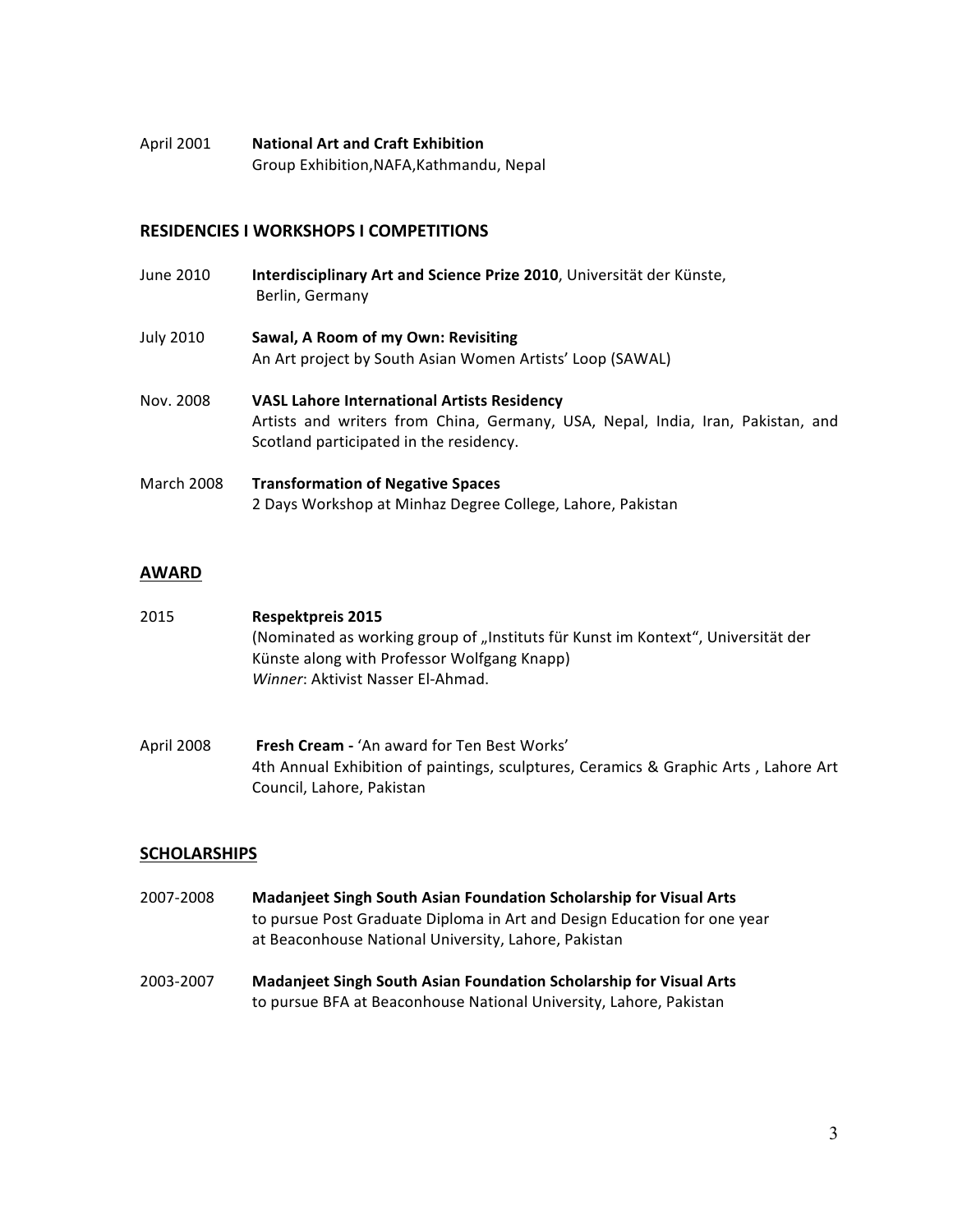April 2001 **National Art and Craft Exhibition**
Group Exhibition,NAFA,Kathmandu, Nepal

## RESIDENCIES I WORKSHOPS I COMPETITIONS

June 2010 **Interdisciplinary Art and Science Prize 2010**, Universität der Künste, Berlin, Germany

July 2010 **Sawal, A Room of my Own: Revisiting**
An Art project by South Asian Women Artists' Loop (SAWAL)

Nov. 2008 **VASL Lahore International Artists Residency**
Artists and writers from China, Germany, USA, Nepal, India, Iran, Pakistan, and Scotland participated in the residency.

March 2008 **Transformation of Negative Spaces**
2 Days Workshop at Minhaz Degree College, Lahore, Pakistan

## AWARD

2015 **Respektpreis 2015**
(Nominated as working group of „Instituts für Kunst im Kontext", Universität der Künste along with Professor Wolfgang Knapp)
*Winner*: Aktivist Nasser El-Ahmad.

April 2008 **Fresh Cream -** 'An award for Ten Best Works'
4th Annual Exhibition of paintings, sculptures, Ceramics & Graphic Arts , Lahore Art Council, Lahore, Pakistan

## SCHOLARSHIPS

2007-2008 **Madanjeet Singh South Asian Foundation Scholarship for Visual Arts**
to pursue Post Graduate Diploma in Art and Design Education for one year at Beaconhouse National University, Lahore, Pakistan

2003-2007 **Madanjeet Singh South Asian Foundation Scholarship for Visual Arts**
to pursue BFA at Beaconhouse National University, Lahore, Pakistan